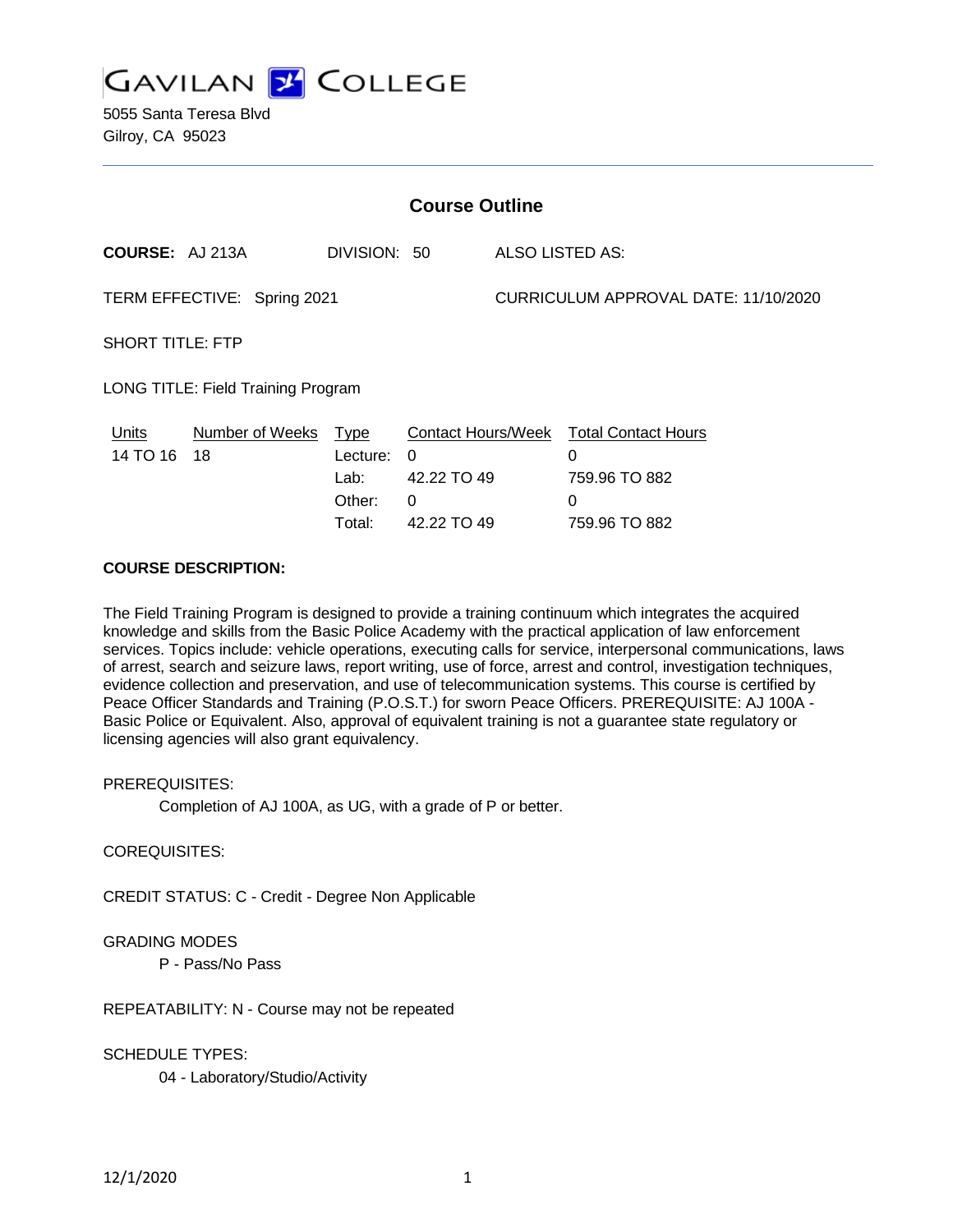# GAVILAN COLLEGE

5055 Santa Teresa Blvd
Gilroy, CA 95023

## Course Outline

**COURSE:** AJ 213A DIVISION: 50 ALSO LISTED AS:

TERM EFFECTIVE: Spring 2021 CURRICULUM APPROVAL DATE: 11/10/2020

SHORT TITLE: FTP

LONG TITLE: Field Training Program

| Units | Number of Weeks | Type | Contact Hours/Week | Total Contact Hours |
|---|---|---|---|---|
| 14 TO 16 | 18 | Lecture: | 0 | 0 |
| | | Lab: | 42.22 TO 49 | 759.96 TO 882 |
| | | Other: | 0 | 0 |
| | | Total: | 42.22 TO 49 | 759.96 TO 882 |

**COURSE DESCRIPTION:**

The Field Training Program is designed to provide a training continuum which integrates the acquired knowledge and skills from the Basic Police Academy with the practical application of law enforcement services. Topics include: vehicle operations, executing calls for service, interpersonal communications, laws of arrest, search and seizure laws, report writing, use of force, arrest and control, investigation techniques, evidence collection and preservation, and use of telecommunication systems. This course is certified by Peace Officer Standards and Training (P.O.S.T.) for sworn Peace Officers. PREREQUISITE: AJ 100A - Basic Police or Equivalent. Also, approval of equivalent training is not a guarantee state regulatory or licensing agencies will also grant equivalency.

PREREQUISITES:

Completion of AJ 100A, as UG, with a grade of P or better.

COREQUISITES:

CREDIT STATUS: C - Credit - Degree Non Applicable

GRADING MODES

P - Pass/No Pass

REPEATABILITY: N - Course may not be repeated

SCHEDULE TYPES:

04 - Laboratory/Studio/Activity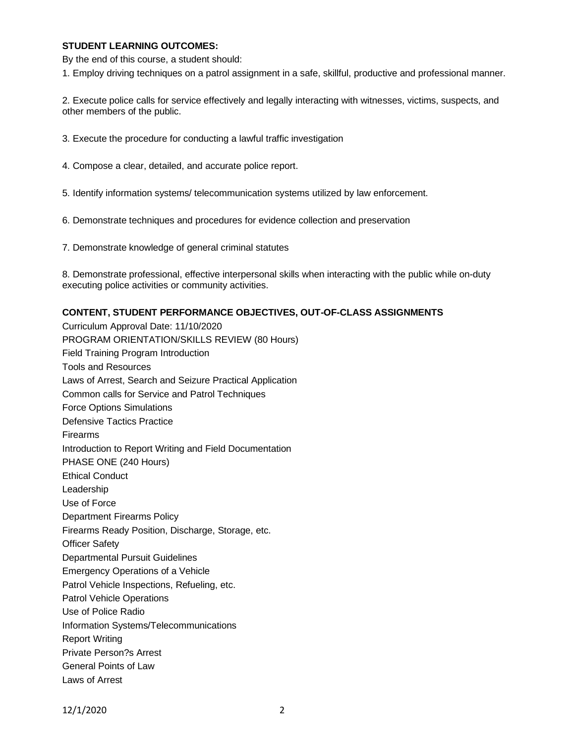## STUDENT LEARNING OUTCOMES:

By the end of this course, a student should:

1. Employ driving techniques on a patrol assignment in a safe, skillful, productive and professional manner.

2. Execute police calls for service effectively and legally interacting with witnesses, victims, suspects, and other members of the public.

3. Execute the procedure for conducting a lawful traffic investigation

4. Compose a clear, detailed, and accurate police report.

5. Identify information systems/ telecommunication systems utilized by law enforcement.

6. Demonstrate techniques and procedures for evidence collection and preservation

7. Demonstrate knowledge of general criminal statutes

8. Demonstrate professional, effective interpersonal skills when interacting with the public while on-duty executing police activities or community activities.

## CONTENT, STUDENT PERFORMANCE OBJECTIVES, OUT-OF-CLASS ASSIGNMENTS

Curriculum Approval Date: 11/10/2020

PROGRAM ORIENTATION/SKILLS REVIEW (80 Hours)

Field Training Program Introduction

Tools and Resources

Laws of Arrest, Search and Seizure Practical Application

Common calls for Service and Patrol Techniques

Force Options Simulations

Defensive Tactics Practice

Firearms

Introduction to Report Writing and Field Documentation

PHASE ONE (240 Hours)

Ethical Conduct

Leadership

Use of Force

Department Firearms Policy

Firearms Ready Position, Discharge, Storage, etc.

Officer Safety

Departmental Pursuit Guidelines

Emergency Operations of a Vehicle

Patrol Vehicle Inspections, Refueling, etc.

Patrol Vehicle Operations

Use of Police Radio

Information Systems/Telecommunications

Report Writing

Private Person?s Arrest

General Points of Law

Laws of Arrest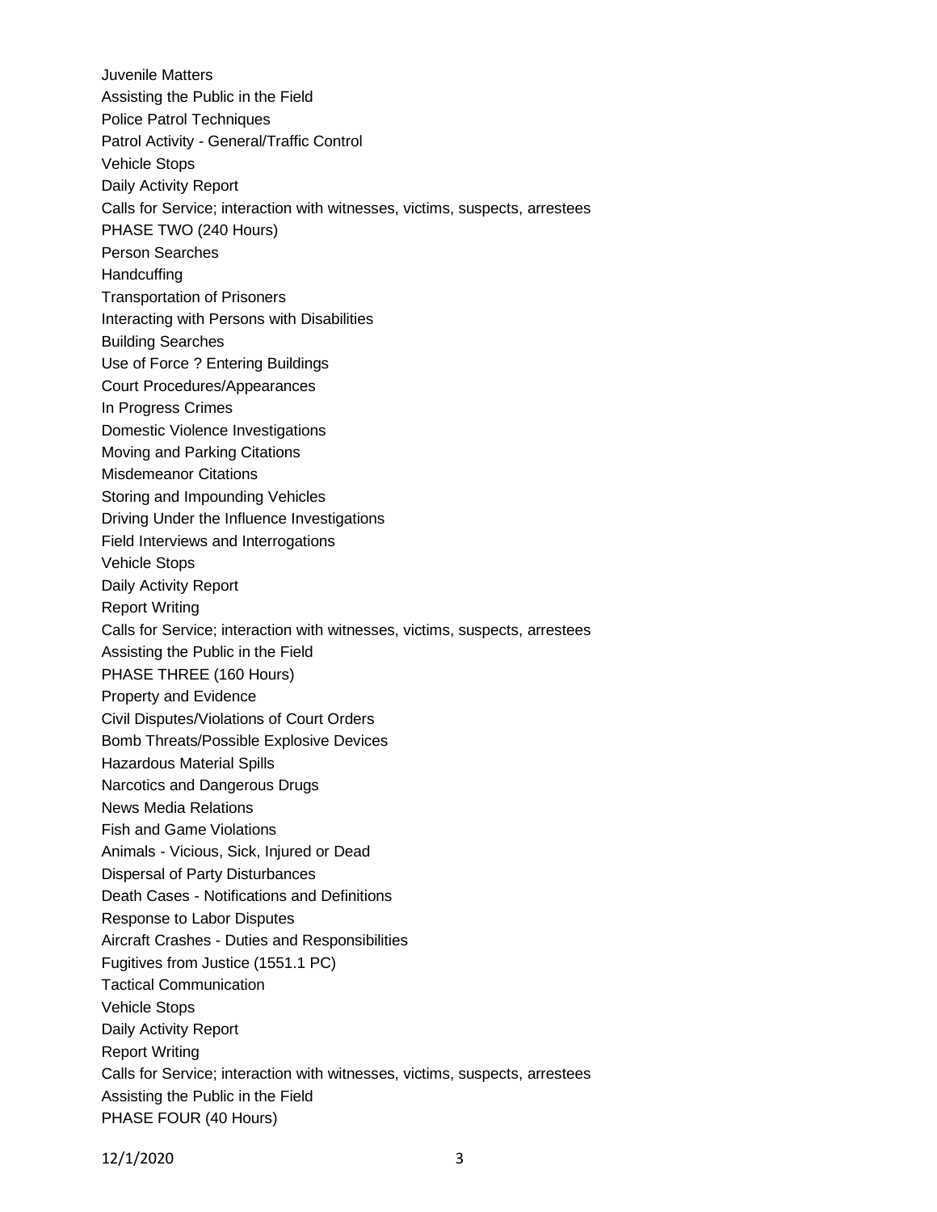Juvenile Matters
Assisting the Public in the Field
Police Patrol Techniques
Patrol Activity - General/Traffic Control
Vehicle Stops
Daily Activity Report
Calls for Service; interaction with witnesses, victims, suspects, arrestees
PHASE TWO (240 Hours)
Person Searches
Handcuffing
Transportation of Prisoners
Interacting with Persons with Disabilities
Building Searches
Use of Force ? Entering Buildings
Court Procedures/Appearances
In Progress Crimes
Domestic Violence Investigations
Moving and Parking Citations
Misdemeanor Citations
Storing and Impounding Vehicles
Driving Under the Influence Investigations
Field Interviews and Interrogations
Vehicle Stops
Daily Activity Report
Report Writing
Calls for Service; interaction with witnesses, victims, suspects, arrestees
Assisting the Public in the Field
PHASE THREE (160 Hours)
Property and Evidence
Civil Disputes/Violations of Court Orders
Bomb Threats/Possible Explosive Devices
Hazardous Material Spills
Narcotics and Dangerous Drugs
News Media Relations
Fish and Game Violations
Animals - Vicious, Sick, Injured or Dead
Dispersal of Party Disturbances
Death Cases - Notifications and Definitions
Response to Labor Disputes
Aircraft Crashes - Duties and Responsibilities
Fugitives from Justice (1551.1 PC)
Tactical Communication
Vehicle Stops
Daily Activity Report
Report Writing
Calls for Service; interaction with witnesses, victims, suspects, arrestees
Assisting the Public in the Field
PHASE FOUR (40 Hours)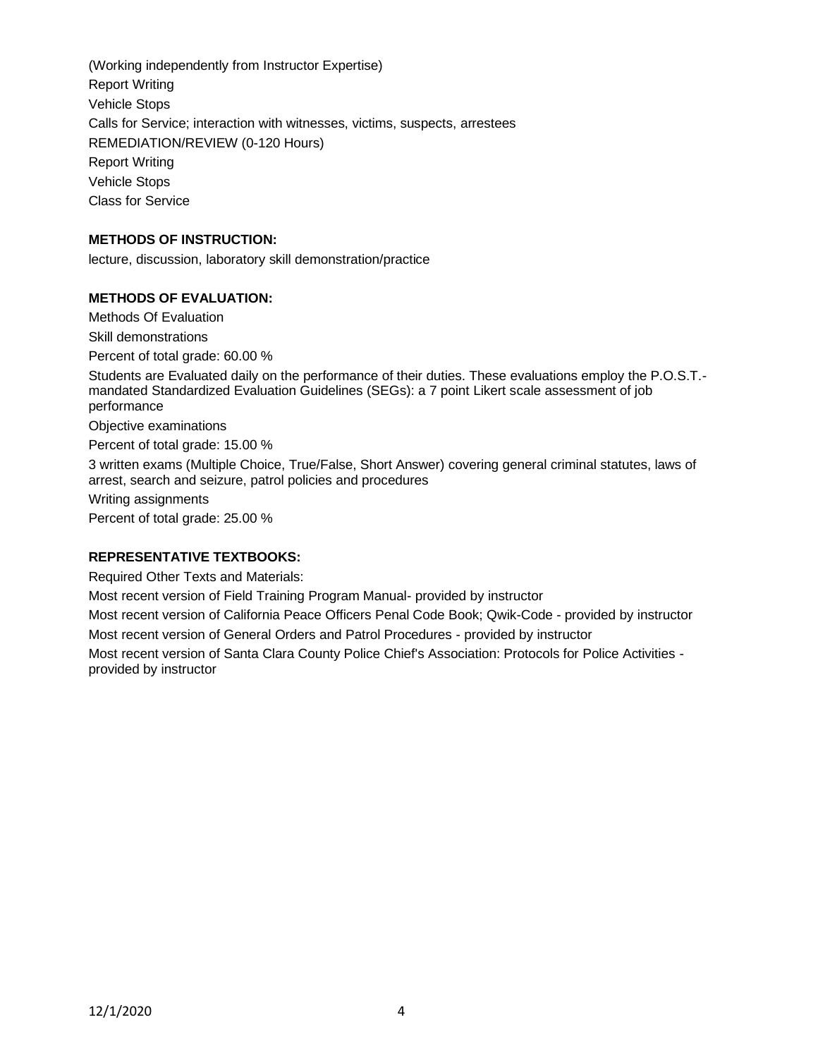(Working independently from Instructor Expertise)
Report Writing
Vehicle Stops
Calls for Service; interaction with witnesses, victims, suspects, arrestees
REMEDIATION/REVIEW (0-120 Hours)
Report Writing
Vehicle Stops
Class for Service

**METHODS OF INSTRUCTION:**

lecture, discussion, laboratory skill demonstration/practice

**METHODS OF EVALUATION:**

Methods Of Evaluation

Skill demonstrations

Percent of total grade: 60.00 %

Students are Evaluated daily on the performance of their duties. These evaluations employ the P.O.S.T.-mandated Standardized Evaluation Guidelines (SEGs): a 7 point Likert scale assessment of job performance

Objective examinations

Percent of total grade: 15.00 %

3 written exams (Multiple Choice, True/False, Short Answer) covering general criminal statutes, laws of arrest, search and seizure, patrol policies and procedures

Writing assignments

Percent of total grade: 25.00 %

**REPRESENTATIVE TEXTBOOKS:**

Required Other Texts and Materials:

Most recent version of Field Training Program Manual- provided by instructor

Most recent version of California Peace Officers Penal Code Book; Qwik-Code - provided by instructor

Most recent version of General Orders and Patrol Procedures - provided by instructor

Most recent version of Santa Clara County Police Chief's Association: Protocols for Police Activities - provided by instructor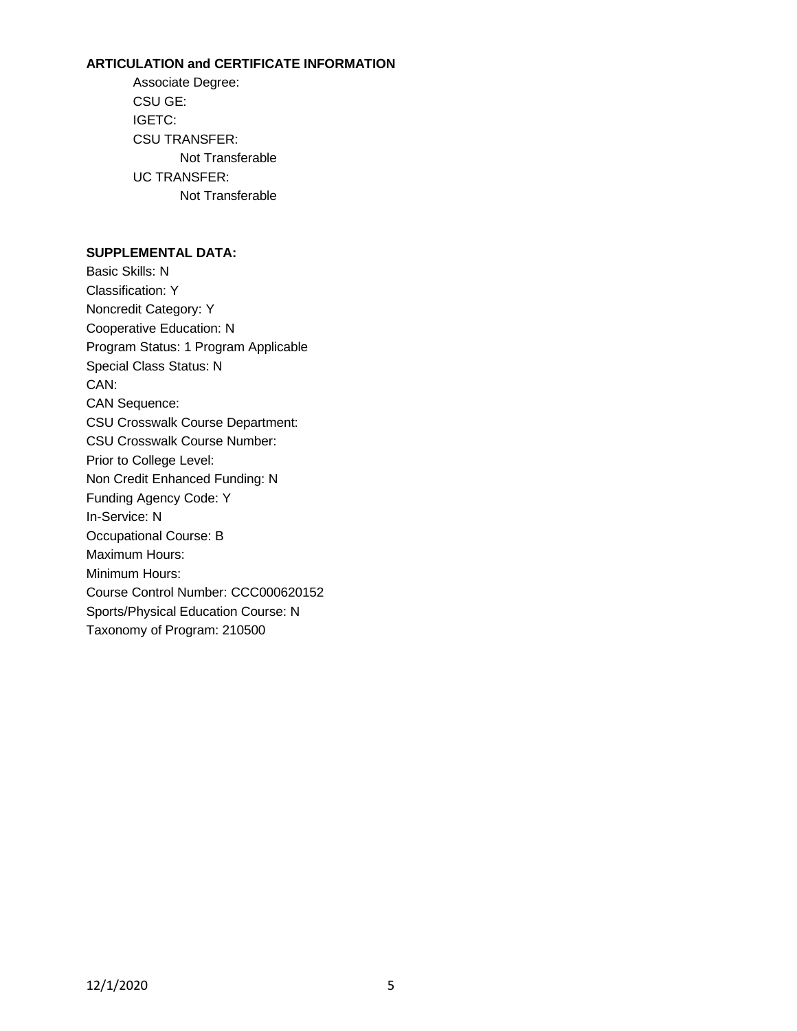**ARTICULATION and CERTIFICATE INFORMATION**

Associate Degree:

CSU GE:

IGETC:

CSU TRANSFER:

Not Transferable

UC TRANSFER:

Not Transferable

**SUPPLEMENTAL DATA:**

Basic Skills: N

Classification: Y

Noncredit Category: Y

Cooperative Education: N

Program Status: 1 Program Applicable

Special Class Status: N

CAN:

CAN Sequence:

CSU Crosswalk Course Department:

CSU Crosswalk Course Number:

Prior to College Level:

Non Credit Enhanced Funding: N

Funding Agency Code: Y

In-Service: N

Occupational Course: B

Maximum Hours:

Minimum Hours:

Course Control Number: CCC000620152

Sports/Physical Education Course: N

Taxonomy of Program: 210500